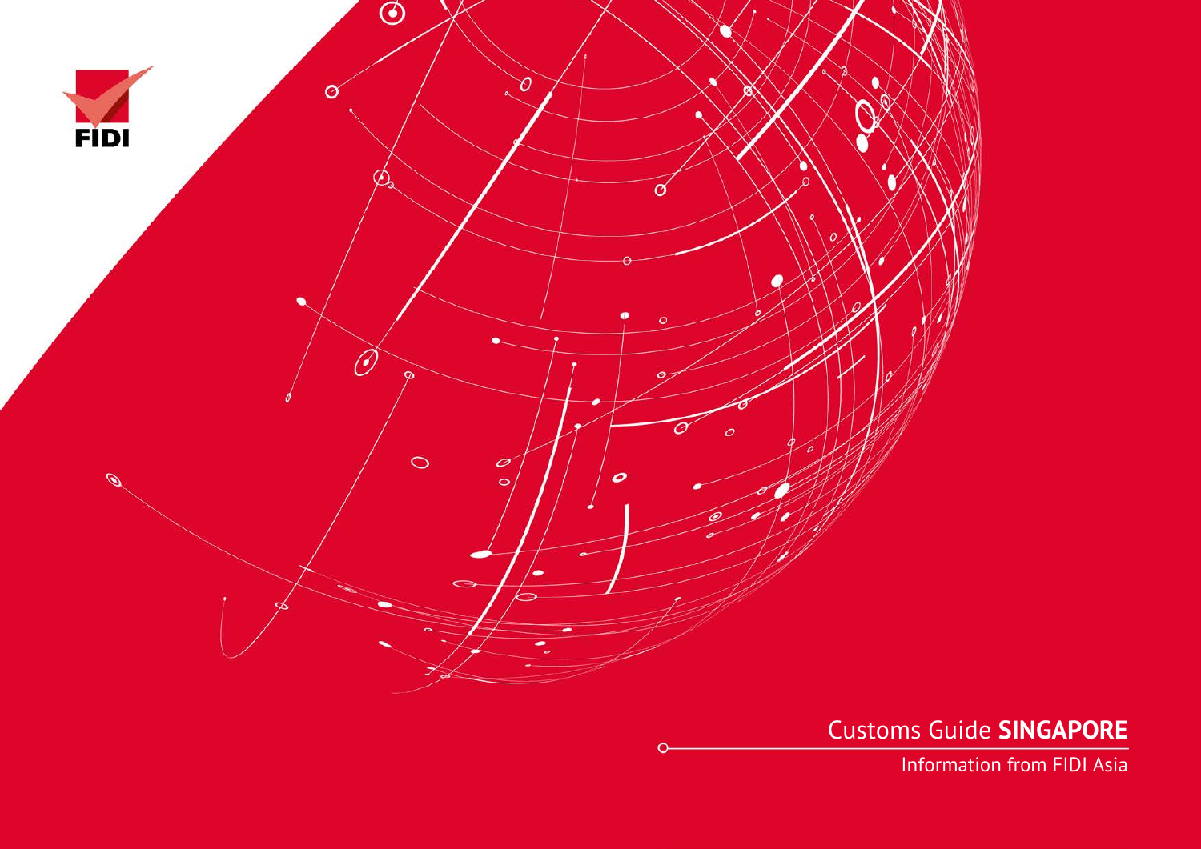FIDI

# Customs Guide **SINGAPORE**

Information from FIDI Asia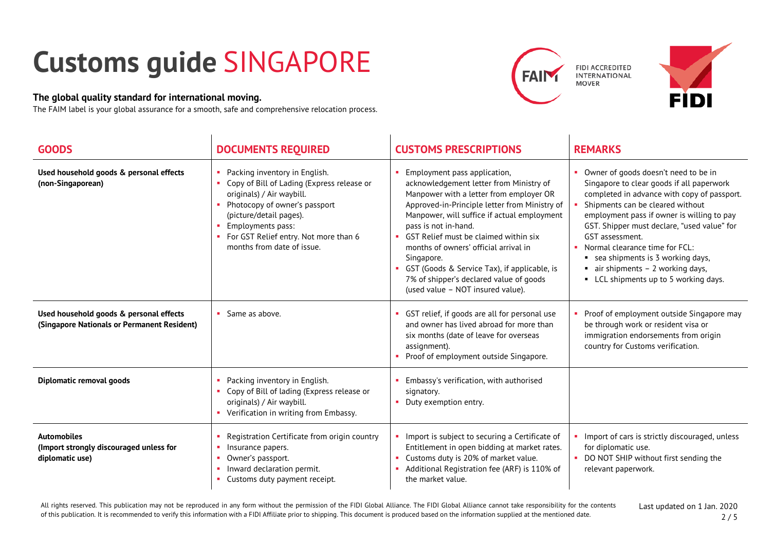# Customs guide SINGAPORE

**The global quality standard for international moving.**

The FAIM label is your global assurance for a smooth, safe and comprehensive relocation process.

FIDI ACCREDITED INTERNATIONAL MOVER

| GOODS | DOCUMENTS REQUIRED | CUSTOMS PRESCRIPTIONS | REMARKS |
|---|---|---|---|
| **Used household goods & personal effects (non-Singaporean)** | • Packing inventory in English.<br>• Copy of Bill of Lading (Express release or originals) / Air waybill.<br>• Photocopy of owner's passport (picture/detail pages).<br>• Employments pass:<br>• For GST Relief entry. Not more than 6 months from date of issue. | • Employment pass application, acknowledgement letter from Ministry of Manpower with a letter from employer OR Approved-in-Principle letter from Ministry of Manpower, will suffice if actual employment pass is not in-hand.<br>• GST Relief must be claimed within six months of owners' official arrival in Singapore.<br>• GST (Goods & Service Tax), if applicable, is 7% of shipper's declared value of goods (used value – NOT insured value). | • Owner of goods doesn't need to be in Singapore to clear goods if all paperwork completed in advance with copy of passport.<br>• Shipments can be cleared without employment pass if owner is willing to pay GST. Shipper must declare, "used value" for GST assessment.<br>• Normal clearance time for FCL:<br>  ▪ sea shipments is 3 working days,<br>  ▪ air shipments – 2 working days,<br>  ▪ LCL shipments up to 5 working days. |
| **Used household goods & personal effects (Singapore Nationals or Permanent Resident)** | • Same as above. | • GST relief, if goods are all for personal use and owner has lived abroad for more than six months (date of leave for overseas assignment).<br>• Proof of employment outside Singapore. | • Proof of employment outside Singapore may be through work or resident visa or immigration endorsements from origin country for Customs verification. |
| **Diplomatic removal goods** | • Packing inventory in English.<br>• Copy of Bill of lading (Express release or originals) / Air waybill.<br>• Verification in writing from Embassy. | • Embassy's verification, with authorised signatory.<br>• Duty exemption entry. | |
| **Automobiles (Import strongly discouraged unless for diplomatic use)** | • Registration Certificate from origin country<br>• Insurance papers.<br>• Owner's passport.<br>• Inward declaration permit.<br>• Customs duty payment receipt. | • Import is subject to securing a Certificate of Entitlement in open bidding at market rates.<br>• Customs duty is 20% of market value.<br>• Additional Registration fee (ARF) is 110% of the market value. | • Import of cars is strictly discouraged, unless for diplomatic use.<br>• DO NOT SHIP without first sending the relevant paperwork. |

All rights reserved. This publication may not be reproduced in any form without the permission of the FIDI Global Alliance. The FIDI Global Alliance cannot take responsibility for the contents of this publication. It is recommended to verify this information with a FIDI Affiliate prior to shipping. This document is produced based on the information supplied at the mentioned date.

Last updated on 1 Jan. 2020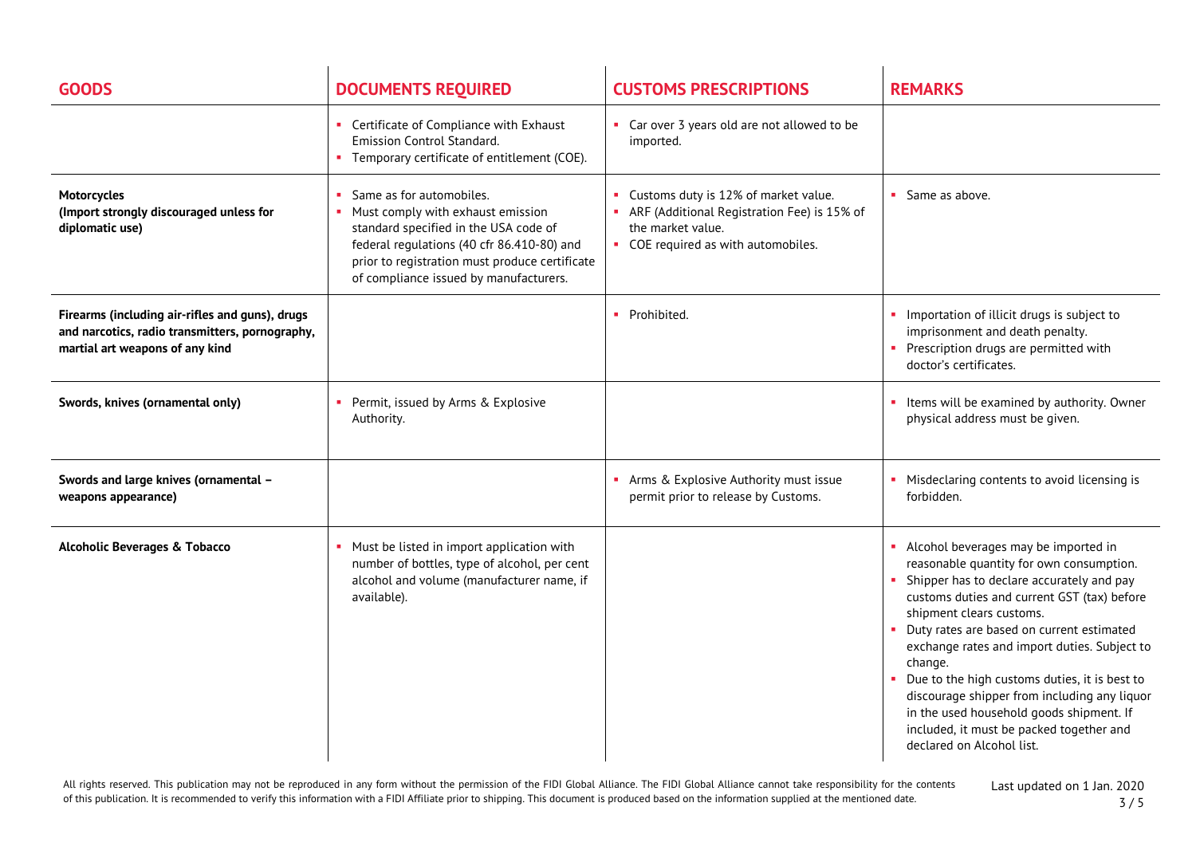| GOODS | DOCUMENTS REQUIRED | CUSTOMS PRESCRIPTIONS | REMARKS |
|---|---|---|---|
| | • Certificate of Compliance with Exhaust Emission Control Standard.<br>• Temporary certificate of entitlement (COE). | • Car over 3 years old are not allowed to be imported. | |
| **Motorcycles**<br>**(Import strongly discouraged unless for diplomatic use)** | • Same as for automobiles.<br>• Must comply with exhaust emission standard specified in the USA code of federal regulations (40 cfr 86.410-80) and prior to registration must produce certificate of compliance issued by manufacturers. | • Customs duty is 12% of market value.<br>• ARF (Additional Registration Fee) is 15% of the market value.<br>• COE required as with automobiles. | • Same as above. |
| **Firearms (including air-rifles and guns), drugs and narcotics, radio transmitters, pornography, martial art weapons of any kind** | | • Prohibited. | • Importation of illicit drugs is subject to imprisonment and death penalty.<br>• Prescription drugs are permitted with doctor's certificates. |
| **Swords, knives (ornamental only)** | • Permit, issued by Arms & Explosive Authority. | | • Items will be examined by authority. Owner physical address must be given. |
| **Swords and large knives (ornamental – weapons appearance)** | | • Arms & Explosive Authority must issue permit prior to release by Customs. | • Misdeclaring contents to avoid licensing is forbidden. |
| **Alcoholic Beverages & Tobacco** | • Must be listed in import application with number of bottles, type of alcohol, per cent alcohol and volume (manufacturer name, if available). | | • Alcohol beverages may be imported in reasonable quantity for own consumption.<br>• Shipper has to declare accurately and pay customs duties and current GST (tax) before shipment clears customs.<br>• Duty rates are based on current estimated exchange rates and import duties. Subject to change.<br>• Due to the high customs duties, it is best to discourage shipper from including any liquor in the used household goods shipment. If included, it must be packed together and declared on Alcohol list. |

All rights reserved. This publication may not be reproduced in any form without the permission of the FIDI Global Alliance. The FIDI Global Alliance cannot take responsibility for the contents of this publication. It is recommended to verify this information with a FIDI Affiliate prior to shipping. This document is produced based on the information supplied at the mentioned date.

Last updated on 1 Jan. 2020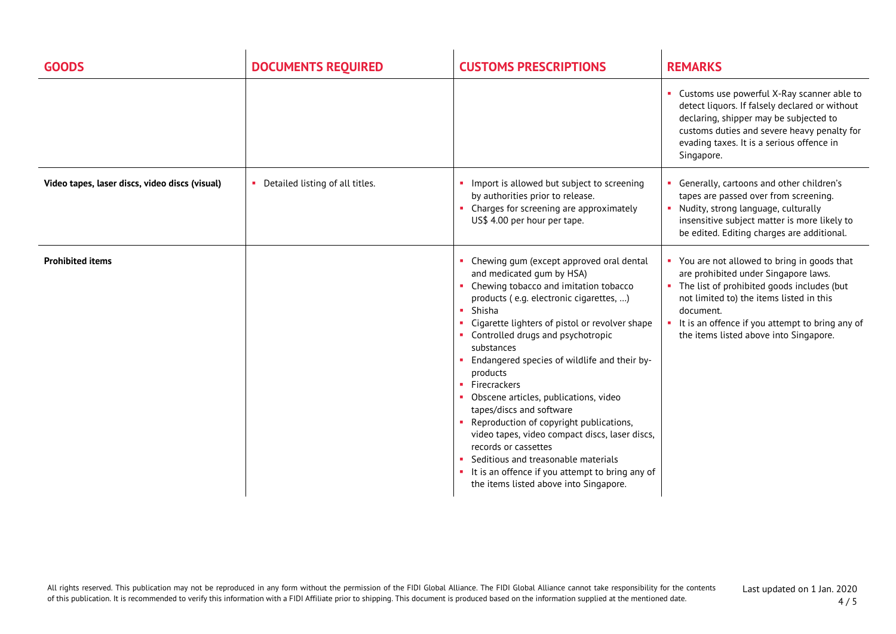| GOODS | DOCUMENTS REQUIRED | CUSTOMS PRESCRIPTIONS | REMARKS |
|---|---|---|---|
| | | | • Customs use powerful X-Ray scanner able to detect liquors. If falsely declared or without declaring, shipper may be subjected to customs duties and severe heavy penalty for evading taxes. It is a serious offence in Singapore. |
| **Video tapes, laser discs, video discs (visual)** | • Detailed listing of all titles. | • Import is allowed but subject to screening by authorities prior to release.<br>• Charges for screening are approximately US$ 4.00 per hour per tape. | • Generally, cartoons and other children's tapes are passed over from screening.<br>• Nudity, strong language, culturally insensitive subject matter is more likely to be edited. Editing charges are additional. |
| **Prohibited items** | | • Chewing gum (except approved oral dental and medicated gum by HSA)<br>• Chewing tobacco and imitation tobacco products ( e.g. electronic cigarettes, …)<br>• Shisha<br>• Cigarette lighters of pistol or revolver shape<br>• Controlled drugs and psychotropic substances<br>• Endangered species of wildlife and their by-products<br>• Firecrackers<br>• Obscene articles, publications, video tapes/discs and software<br>• Reproduction of copyright publications, video tapes, video compact discs, laser discs, records or cassettes<br>• Seditious and treasonable materials<br>• It is an offence if you attempt to bring any of the items listed above into Singapore. | • You are not allowed to bring in goods that are prohibited under Singapore laws.<br>• The list of prohibited goods includes (but not limited to) the items listed in this document.<br>• It is an offence if you attempt to bring any of the items listed above into Singapore. |

All rights reserved. This publication may not be reproduced in any form without the permission of the FIDI Global Alliance. The FIDI Global Alliance cannot take responsibility for the contents of this publication. It is recommended to verify this information with a FIDI Affiliate prior to shipping. This document is produced based on the information supplied at the mentioned date.

Last updated on 1 Jan. 2020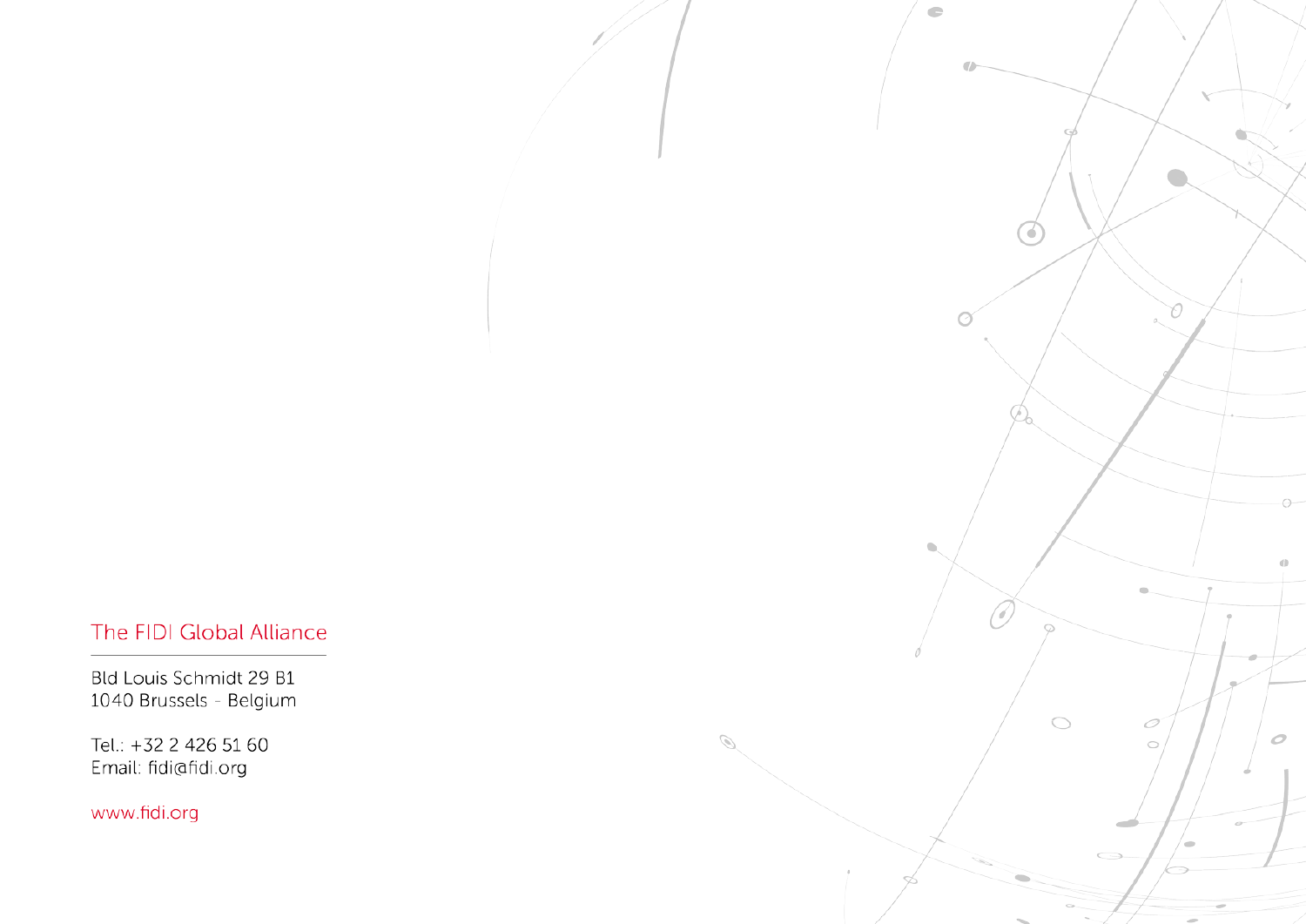The FIDI Global Alliance

Bld Louis Schmidt 29 B1
1040 Brussels - Belgium

Tel.: +32 2 426 51 60
Email: fidi@fidi.org

www.fidi.org